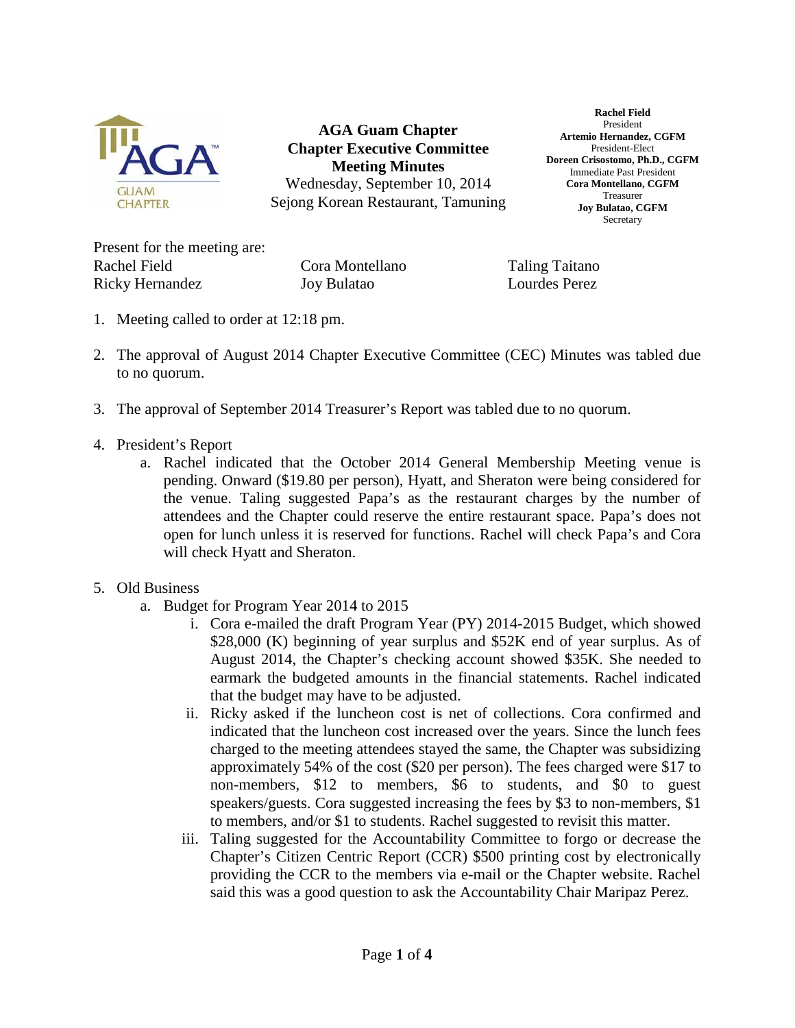# AGA Guam Chapter
## Chapter Executive Committee
## Meeting Minutes

Wednesday, September 10, 2014
Sejong Korean Restaurant, Tamuning

**Rachel Field**
President
**Artemio Hernandez, CGFM**
President-Elect
**Doreen Crisostomo, Ph.D., CGFM**
Immediate Past President
**Cora Montellano, CGFM**
Treasurer
**Joy Bulatao, CGFM**
Secretary

Present for the meeting are:

Rachel Field
Ricky Hernandez
Cora Montellano
Joy Bulatao
Taling Taitano
Lourdes Perez

1. Meeting called to order at 12:18 pm.

2. The approval of August 2014 Chapter Executive Committee (CEC) Minutes was tabled due to no quorum.

3. The approval of September 2014 Treasurer's Report was tabled due to no quorum.

4. President's Report
   a. Rachel indicated that the October 2014 General Membership Meeting venue is pending. Onward ($19.80 per person), Hyatt, and Sheraton were being considered for the venue. Taling suggested Papa's as the restaurant charges by the number of attendees and the Chapter could reserve the entire restaurant space. Papa's does not open for lunch unless it is reserved for functions. Rachel will check Papa's and Cora will check Hyatt and Sheraton.

5. Old Business
   a. Budget for Program Year 2014 to 2015
      i. Cora e-mailed the draft Program Year (PY) 2014-2015 Budget, which showed $28,000 (K) beginning of year surplus and $52K end of year surplus. As of August 2014, the Chapter's checking account showed $35K. She needed to earmark the budgeted amounts in the financial statements. Rachel indicated that the budget may have to be adjusted.
      ii. Ricky asked if the luncheon cost is net of collections. Cora confirmed and indicated that the luncheon cost increased over the years. Since the lunch fees charged to the meeting attendees stayed the same, the Chapter was subsidizing approximately 54% of the cost ($20 per person). The fees charged were $17 to non-members, $12 to members, $6 to students, and $0 to guest speakers/guests. Cora suggested increasing the fees by $3 to non-members, $1 to members, and/or $1 to students. Rachel suggested to revisit this matter.
      iii. Taling suggested for the Accountability Committee to forgo or decrease the Chapter's Citizen Centric Report (CCR) $500 printing cost by electronically providing the CCR to the members via e-mail or the Chapter website. Rachel said this was a good question to ask the Accountability Chair Maripaz Perez.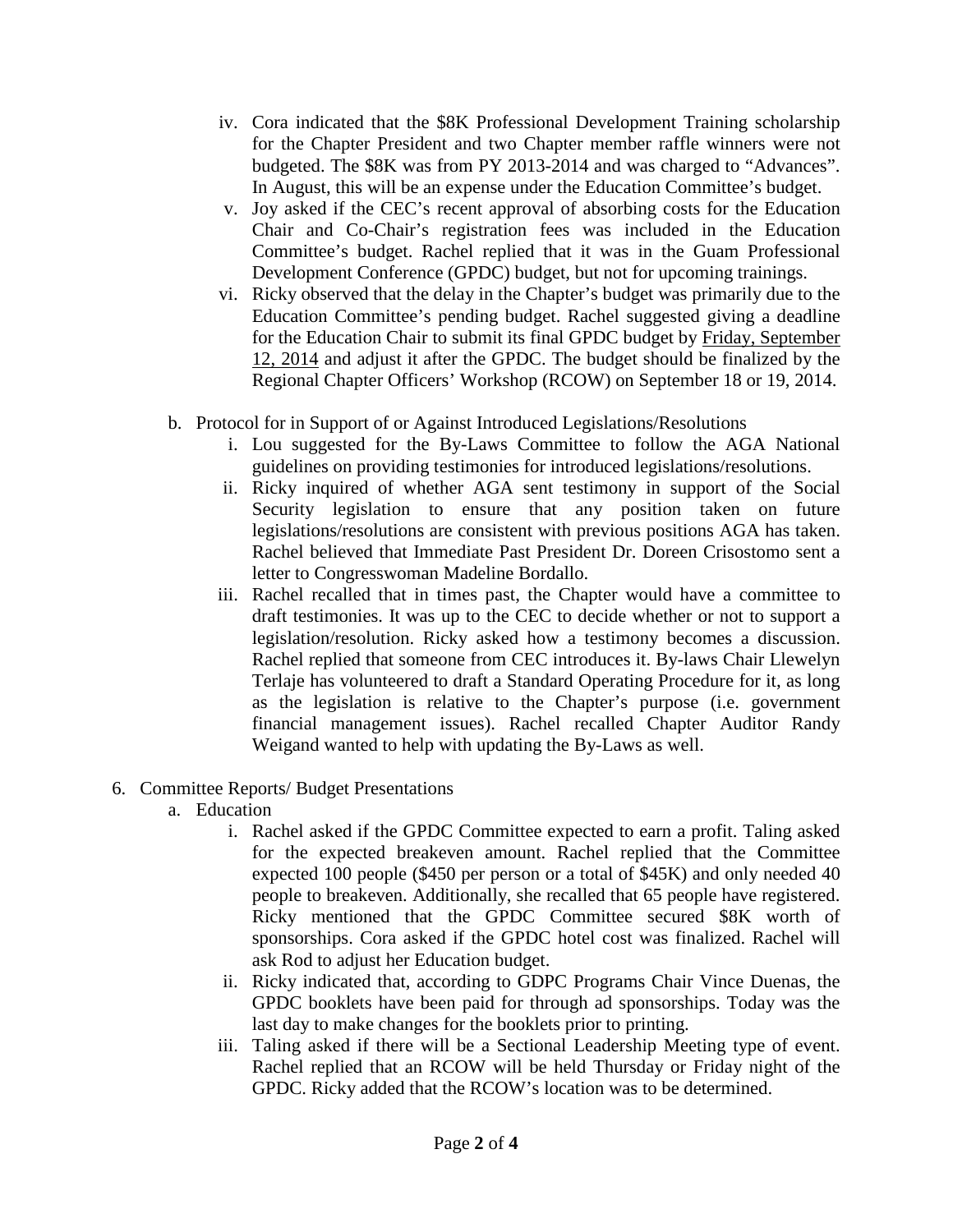- iv. Cora indicated that the $8K Professional Development Training scholarship for the Chapter President and two Chapter member raffle winners were not budgeted. The $8K was from PY 2013-2014 and was charged to "Advances". In August, this will be an expense under the Education Committee's budget.
- v. Joy asked if the CEC's recent approval of absorbing costs for the Education Chair and Co-Chair's registration fees was included in the Education Committee's budget. Rachel replied that it was in the Guam Professional Development Conference (GPDC) budget, but not for upcoming trainings.
- vi. Ricky observed that the delay in the Chapter's budget was primarily due to the Education Committee's pending budget. Rachel suggested giving a deadline for the Education Chair to submit its final GPDC budget by <u>Friday, September 12, 2014</u> and adjust it after the GPDC. The budget should be finalized by the Regional Chapter Officers' Workshop (RCOW) on September 18 or 19, 2014.

b. Protocol for in Support of or Against Introduced Legislations/Resolutions

- i. Lou suggested for the By-Laws Committee to follow the AGA National guidelines on providing testimonies for introduced legislations/resolutions.
- ii. Ricky inquired of whether AGA sent testimony in support of the Social Security legislation to ensure that any position taken on future legislations/resolutions are consistent with previous positions AGA has taken. Rachel believed that Immediate Past President Dr. Doreen Crisostomo sent a letter to Congresswoman Madeline Bordallo.
- iii. Rachel recalled that in times past, the Chapter would have a committee to draft testimonies. It was up to the CEC to decide whether or not to support a legislation/resolution. Ricky asked how a testimony becomes a discussion. Rachel replied that someone from CEC introduces it. By-laws Chair Llewelyn Terlaje has volunteered to draft a Standard Operating Procedure for it, as long as the legislation is relative to the Chapter's purpose (i.e. government financial management issues). Rachel recalled Chapter Auditor Randy Weigand wanted to help with updating the By-Laws as well.

6. Committee Reports/ Budget Presentations

a. Education

- i. Rachel asked if the GPDC Committee expected to earn a profit. Taling asked for the expected breakeven amount. Rachel replied that the Committee expected 100 people ($450 per person or a total of $45K) and only needed 40 people to breakeven. Additionally, she recalled that 65 people have registered. Ricky mentioned that the GPDC Committee secured $8K worth of sponsorships. Cora asked if the GPDC hotel cost was finalized. Rachel will ask Rod to adjust her Education budget.
- ii. Ricky indicated that, according to GDPC Programs Chair Vince Duenas, the GPDC booklets have been paid for through ad sponsorships. Today was the last day to make changes for the booklets prior to printing.
- iii. Taling asked if there will be a Sectional Leadership Meeting type of event. Rachel replied that an RCOW will be held Thursday or Friday night of the GPDC. Ricky added that the RCOW's location was to be determined.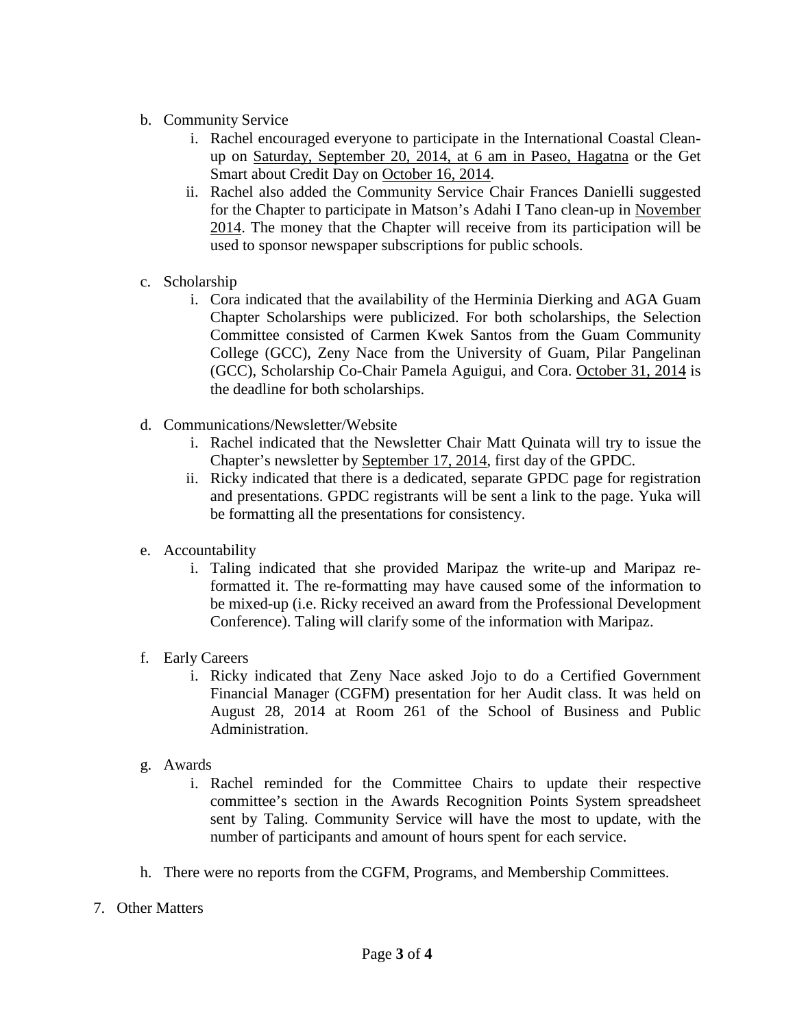b. Community Service
   i. Rachel encouraged everyone to participate in the International Coastal Clean-up on <u>Saturday, September 20, 2014, at 6 am in Paseo, Hagatna</u> or the Get Smart about Credit Day on <u>October 16, 2014</u>.
   ii. Rachel also added the Community Service Chair Frances Danielli suggested for the Chapter to participate in Matson's Adahi I Tano clean-up in <u>November 2014</u>. The money that the Chapter will receive from its participation will be used to sponsor newspaper subscriptions for public schools.

c. Scholarship
   i. Cora indicated that the availability of the Herminia Dierking and AGA Guam Chapter Scholarships were publicized. For both scholarships, the Selection Committee consisted of Carmen Kwek Santos from the Guam Community College (GCC), Zeny Nace from the University of Guam, Pilar Pangelinan (GCC), Scholarship Co-Chair Pamela Aguigui, and Cora. <u>October 31, 2014</u> is the deadline for both scholarships.

d. Communications/Newsletter/Website
   i. Rachel indicated that the Newsletter Chair Matt Quinata will try to issue the Chapter's newsletter by <u>September 17, 2014</u>, first day of the GPDC.
   ii. Ricky indicated that there is a dedicated, separate GPDC page for registration and presentations. GPDC registrants will be sent a link to the page. Yuka will be formatting all the presentations for consistency.

e. Accountability
   i. Taling indicated that she provided Maripaz the write-up and Maripaz re-formatted it. The re-formatting may have caused some of the information to be mixed-up (i.e. Ricky received an award from the Professional Development Conference). Taling will clarify some of the information with Maripaz.

f. Early Careers
   i. Ricky indicated that Zeny Nace asked Jojo to do a Certified Government Financial Manager (CGFM) presentation for her Audit class. It was held on August 28, 2014 at Room 261 of the School of Business and Public Administration.

g. Awards
   i. Rachel reminded for the Committee Chairs to update their respective committee's section in the Awards Recognition Points System spreadsheet sent by Taling. Community Service will have the most to update, with the number of participants and amount of hours spent for each service.

h. There were no reports from the CGFM, Programs, and Membership Committees.

7. Other Matters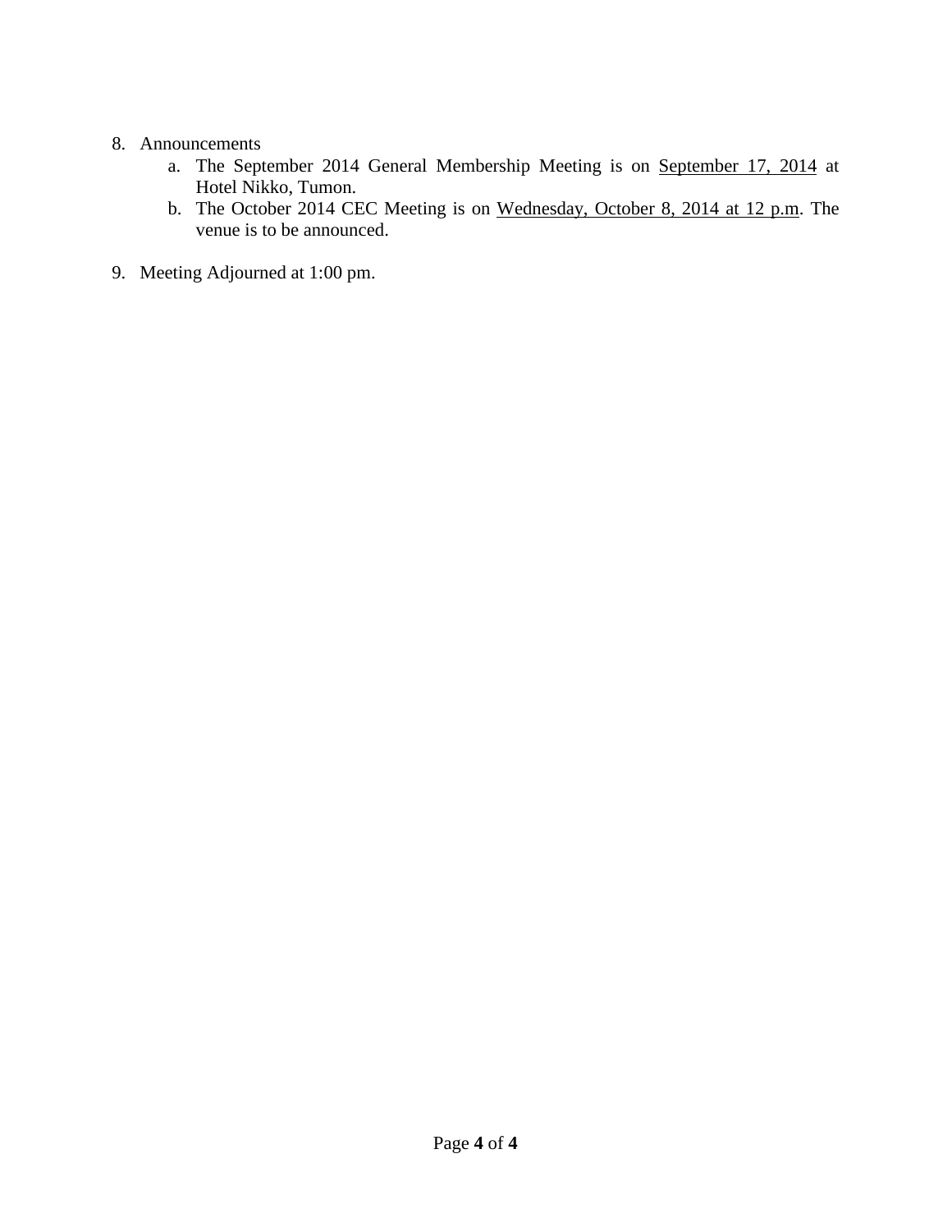8. Announcements
    a. The September 2014 General Membership Meeting is on September 17, 2014 at Hotel Nikko, Tumon.
    b. The October 2014 CEC Meeting is on Wednesday, October 8, 2014 at 12 p.m. The venue is to be announced.

9. Meeting Adjourned at 1:00 pm.